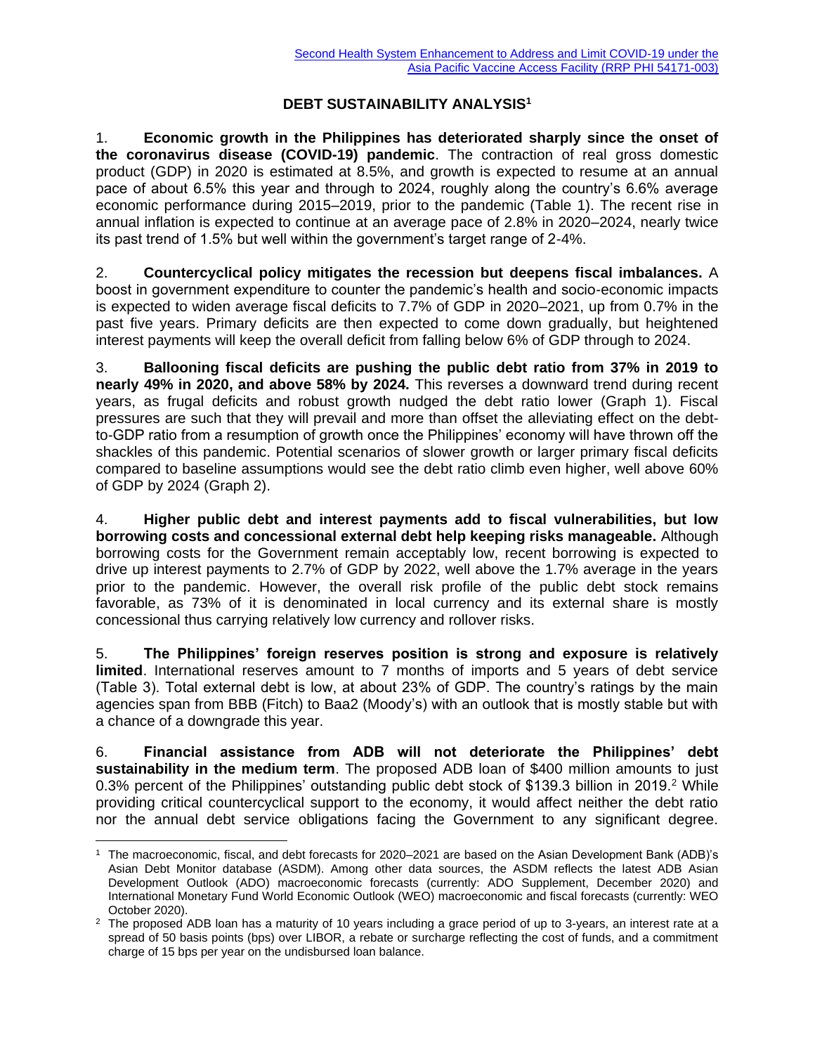[Second Health System Enhancement to Address and Limit COVID-19 under the Asia Pacific Vaccine Access Facility (RRP PHI 54171-003)]

## DEBT SUSTAINABILITY ANALYSIS[1]

1. **Economic growth in the Philippines has deteriorated sharply since the onset of the coronavirus disease (COVID-19) pandemic**. The contraction of real gross domestic product (GDP) in 2020 is estimated at 8.5%, and growth is expected to resume at an annual pace of about 6.5% this year and through to 2024, roughly along the country's 6.6% average economic performance during 2015–2019, prior to the pandemic (Table 1). The recent rise in annual inflation is expected to continue at an average pace of 2.8% in 2020–2024, nearly twice its past trend of 1.5% but well within the government's target range of 2-4%.

2. **Countercyclical policy mitigates the recession but deepens fiscal imbalances.** A boost in government expenditure to counter the pandemic's health and socio-economic impacts is expected to widen average fiscal deficits to 7.7% of GDP in 2020–2021, up from 0.7% in the past five years. Primary deficits are then expected to come down gradually, but heightened interest payments will keep the overall deficit from falling below 6% of GDP through to 2024.

3. **Ballooning fiscal deficits are pushing the public debt ratio from 37% in 2019 to nearly 49% in 2020, and above 58% by 2024.** This reverses a downward trend during recent years, as frugal deficits and robust growth nudged the debt ratio lower (Graph 1). Fiscal pressures are such that they will prevail and more than offset the alleviating effect on the debt-to-GDP ratio from a resumption of growth once the Philippines' economy will have thrown off the shackles of this pandemic. Potential scenarios of slower growth or larger primary fiscal deficits compared to baseline assumptions would see the debt ratio climb even higher, well above 60% of GDP by 2024 (Graph 2).

4. **Higher public debt and interest payments add to fiscal vulnerabilities, but low borrowing costs and concessional external debt help keeping risks manageable.** Although borrowing costs for the Government remain acceptably low, recent borrowing is expected to drive up interest payments to 2.7% of GDP by 2022, well above the 1.7% average in the years prior to the pandemic. However, the overall risk profile of the public debt stock remains favorable, as 73% of it is denominated in local currency and its external share is mostly concessional thus carrying relatively low currency and rollover risks.

5. **The Philippines' foreign reserves position is strong and exposure is relatively limited**. International reserves amount to 7 months of imports and 5 years of debt service (Table 3). Total external debt is low, at about 23% of GDP. The country's ratings by the main agencies span from BBB (Fitch) to Baa2 (Moody's) with an outlook that is mostly stable but with a chance of a downgrade this year.

6. **Financial assistance from ADB will not deteriorate the Philippines' debt sustainability in the medium term**. The proposed ADB loan of $400 million amounts to just 0.3% percent of the Philippines' outstanding public debt stock of $139.3 billion in 2019.[2] While providing critical countercyclical support to the economy, it would affect neither the debt ratio nor the annual debt service obligations facing the Government to any significant degree.

---

[1] The macroeconomic, fiscal, and debt forecasts for 2020–2021 are based on the Asian Development Bank (ADB)'s Asian Debt Monitor database (ASDM). Among other data sources, the ASDM reflects the latest ADB Asian Development Outlook (ADO) macroeconomic forecasts (currently: ADO Supplement, December 2020) and International Monetary Fund World Economic Outlook (WEO) macroeconomic and fiscal forecasts (currently: WEO October 2020).

[2] The proposed ADB loan has a maturity of 10 years including a grace period of up to 3-years, an interest rate at a spread of 50 basis points (bps) over LIBOR, a rebate or surcharge reflecting the cost of funds, and a commitment charge of 15 bps per year on the undisbursed loan balance.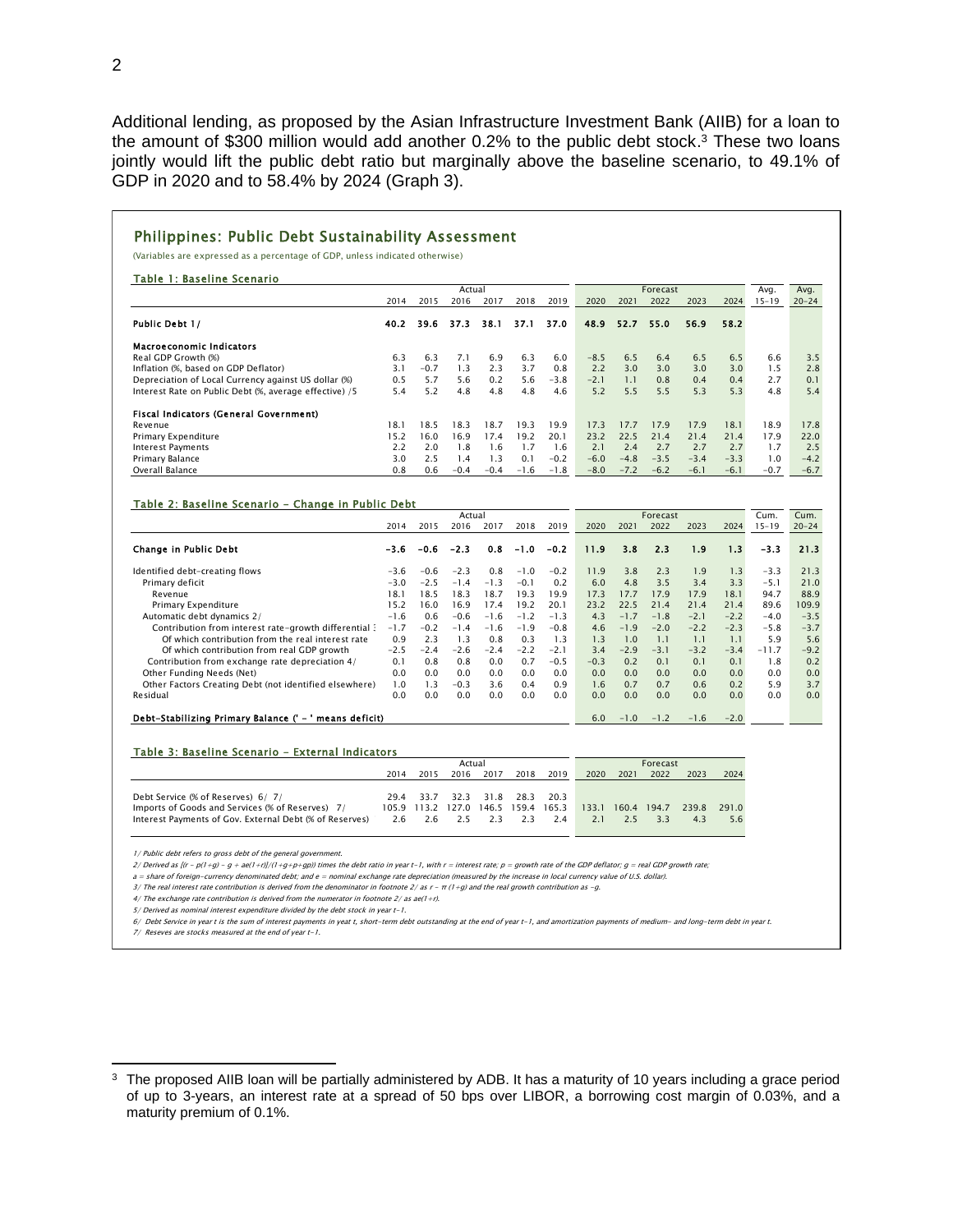Additional lending, as proposed by the Asian Infrastructure Investment Bank (AIIB) for a loan to the amount of $300 million would add another 0.2% to the public debt stock.[3] These two loans jointly would lift the public debt ratio but marginally above the baseline scenario, to 49.1% of GDP in 2020 and to 58.4% by 2024 (Graph 3).

## Philippines: Public Debt Sustainability Assessment

(Variables are expressed as a percentage of GDP, unless indicated otherwise)

### Table 1: Baseline Scenario

| | Actual | | | | | | Forecast | | | | | Avg. | Avg. |
|---|---|---|---|---|---|---|---|---|---|---|---|---|---|
| | 2014 | 2015 | 2016 | 2017 | 2018 | 2019 | 2020 | 2021 | 2022 | 2023 | 2024 | 15–19 | 20–24 |
| **Public Debt 1/** | **40.2** | **39.6** | **37.3** | **38.1** | **37.1** | **37.0** | **48.9** | **52.7** | **55.0** | **56.9** | **58.2** | | |
| **Macroeconomic Indicators** | | | | | | | | | | | | | |
| Real GDP Growth (%) | 6.3 | 6.3 | 7.1 | 6.9 | 6.3 | 6.0 | −8.5 | 6.5 | 6.4 | 6.5 | 6.5 | 6.6 | 3.5 |
| Inflation (%, based on GDP Deflator) | 3.1 | −0.7 | 1.3 | 2.3 | 3.7 | 0.8 | 2.2 | 3.0 | 3.0 | 3.0 | 3.0 | 1.5 | 2.8 |
| Depreciation of Local Currency against US dollar (%) | 0.5 | 5.7 | 5.6 | 0.2 | 5.6 | −3.8 | −2.1 | 1.1 | 0.8 | 0.4 | 0.4 | 2.7 | 0.1 |
| Interest Rate on Public Debt (%, average effective) /5 | 5.4 | 5.2 | 4.8 | 4.8 | 4.8 | 4.6 | 5.2 | 5.5 | 5.5 | 5.3 | 5.3 | 4.8 | 5.4 |
| **Fiscal Indicators (General Government)** | | | | | | | | | | | | | |
| Revenue | 18.1 | 18.5 | 18.3 | 18.7 | 19.3 | 19.9 | 17.3 | 17.7 | 17.9 | 17.9 | 18.1 | 18.9 | 17.8 |
| Primary Expenditure | 15.2 | 16.0 | 16.9 | 17.4 | 19.2 | 20.1 | 23.2 | 22.5 | 21.4 | 21.4 | 21.4 | 17.9 | 22.0 |
| Interest Payments | 2.2 | 2.0 | 1.8 | 1.6 | 1.7 | 1.6 | 2.1 | 2.4 | 2.7 | 2.7 | 2.7 | 1.7 | 2.5 |
| Primary Balance | 3.0 | 2.5 | 1.4 | 1.3 | 0.1 | −0.2 | −6.0 | −4.8 | −3.5 | −3.4 | −3.3 | 1.0 | −4.2 |
| Overall Balance | 0.8 | 0.6 | −0.4 | −0.4 | −1.6 | −1.8 | −8.0 | −7.2 | −6.2 | −6.1 | −6.1 | −0.7 | −6.7 |

### Table 2: Baseline Scenario - Change in Public Debt

| | Actual | | | | | | Forecast | | | | | Cum. | Cum. |
|---|---|---|---|---|---|---|---|---|---|---|---|---|---|
| | 2014 | 2015 | 2016 | 2017 | 2018 | 2019 | 2020 | 2021 | 2022 | 2023 | 2024 | 15–19 | 20–24 |
| **Change in Public Debt** | **−3.6** | **−0.6** | **−2.3** | **0.8** | **−1.0** | **−0.2** | **11.9** | **3.8** | **2.3** | **1.9** | **1.3** | **−3.3** | **21.3** |
| Identified debt-creating flows | −3.6 | −0.6 | −2.3 | 0.8 | −1.0 | −0.2 | 11.9 | 3.8 | 2.3 | 1.9 | 1.3 | −3.3 | 21.3 |
| Primary deficit | −3.0 | −2.5 | −1.4 | −1.3 | −0.1 | 0.2 | 6.0 | 4.8 | 3.5 | 3.4 | 3.3 | −5.1 | 21.0 |
| Revenue | 18.1 | 18.5 | 18.3 | 18.7 | 19.3 | 19.9 | 17.3 | 17.7 | 17.9 | 17.9 | 18.1 | 94.7 | 88.9 |
| Primary Expenditure | 15.2 | 16.0 | 16.9 | 17.4 | 19.2 | 20.1 | 23.2 | 22.5 | 21.4 | 21.4 | 21.4 | 89.6 | 109.9 |
| Automatic debt dynamics 2/ | −1.6 | 0.6 | −0.6 | −1.6 | −1.2 | −1.3 | 4.3 | −1.7 | −1.8 | −2.1 | −2.2 | −4.0 | −3.5 |
| Contribution from interest rate-growth differential 3/ | −1.7 | −0.2 | −1.4 | −1.6 | −1.9 | −0.8 | 4.6 | −1.9 | −2.0 | −2.2 | −2.3 | −5.8 | −3.7 |
| Of which contribution from the real interest rate | 0.9 | 2.3 | 1.3 | 0.8 | 0.3 | 1.3 | 1.3 | 1.0 | 1.1 | 1.1 | 1.1 | 5.9 | 5.6 |
| Of which contribution from real GDP growth | −2.5 | −2.4 | −2.6 | −2.4 | −2.2 | −2.1 | 3.4 | −2.9 | −3.1 | −3.2 | −3.4 | −11.7 | −9.2 |
| Contribution from exchange rate depreciation 4/ | 0.1 | 0.8 | 0.8 | 0.0 | 0.7 | −0.5 | −0.3 | 0.2 | 0.1 | 0.1 | 0.1 | 1.8 | 0.2 |
| Other Funding Needs (Net) | 0.0 | 0.0 | 0.0 | 0.0 | 0.0 | 0.0 | 0.0 | 0.0 | 0.0 | 0.0 | 0.0 | 0.0 | 0.0 |
| Other Factors Creating Debt (not identified elsewhere) | 1.0 | 1.3 | −0.3 | 3.6 | 0.4 | 0.9 | 1.6 | 0.7 | 0.7 | 0.6 | 0.2 | 5.9 | 3.7 |
| Residual | 0.0 | 0.0 | 0.0 | 0.0 | 0.0 | 0.0 | 0.0 | 0.0 | 0.0 | 0.0 | 0.0 | 0.0 | 0.0 |
| **Debt-Stabilizing Primary Balance (' - ' means deficit)** | | | | | | | 6.0 | −1.0 | −1.2 | −1.6 | −2.0 | | |

### Table 3: Baseline Scenario - External Indicators

| | Actual | | | | | | Forecast | | | | |
|---|---|---|---|---|---|---|---|---|---|---|---|
| | 2014 | 2015 | 2016 | 2017 | 2018 | 2019 | 2020 | 2021 | 2022 | 2023 | 2024 |
| Debt Service (% of Reserves) 6/ 7/ | 29.4 | 33.7 | 32.3 | 31.8 | 28.3 | 20.3 | | | | | |
| Imports of Goods and Services (% of Reserves) 7/ | 105.9 | 113.2 | 127.0 | 146.5 | 159.4 | 165.3 | 133.1 | 160.4 | 194.7 | 239.8 | 291.0 |
| Interest Payments of Gov. External Debt (% of Reserves) | 2.6 | 2.6 | 2.5 | 2.3 | 2.3 | 2.4 | 2.1 | 2.5 | 3.3 | 4.3 | 5.6 |

*1/ Public debt refers to gross debt of the general government.*
*2/ Derived as $[(r - p(1+g) - g + ae(1+r)]/(1+g+p+gp))$ times the debt ratio in year t-1, with r = interest rate; p = growth rate of the GDP deflator; g = real GDP growth rate;*
*a = share of foreign-currency denominated debt; and e = nominal exchange rate depreciation (measured by the increase in local currency value of U.S. dollar).*
*3/ The real interest rate contribution is derived from the denominator in footnote 2/ as $r - \pi (1+g)$ and the real growth contribution as $-g$.*
*4/ The exchange rate contribution is derived from the numerator in footnote 2/ as $ae(1+r)$.*
*5/ Derived as nominal interest expenditure divided by the debt stock in year t-1.*
*6/ Debt Service in year t is the sum of interest payments in year t, short-term debt outstanding at the end of year t-1, and amortization payments of medium- and long-term debt in year t.*
*7/ Reseves are stocks measured at the end of year t-1.*

---

[3] The proposed AIIB loan will be partially administered by ADB. It has a maturity of 10 years including a grace period of up to 3-years, an interest rate at a spread of 50 bps over LIBOR, a borrowing cost margin of 0.03%, and a maturity premium of 0.1%.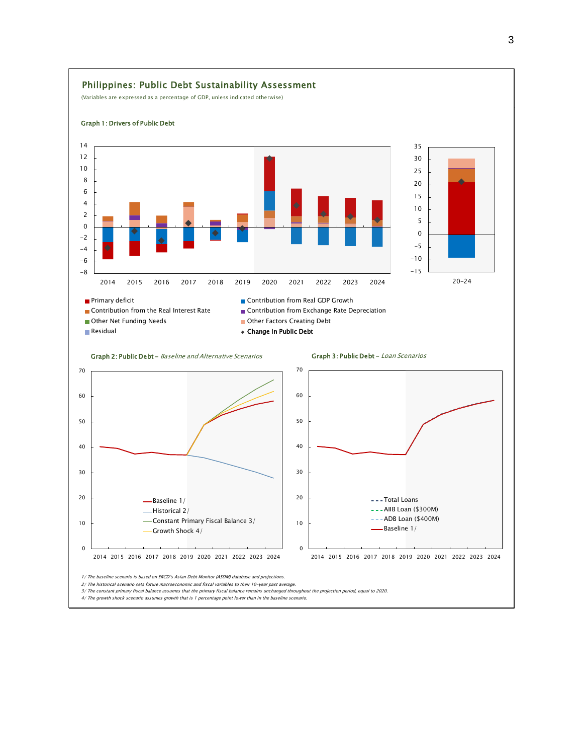## Philippines: Public Debt Sustainability Assessment

(Variables are expressed as a percentage of GDP, unless indicated otherwise)

### Graph 1: Drivers of Public Debt

14
12
10
8
6
4
2
0
−2
−4
−6
−8

2014 2015 2016 2017 2018 2019 2020 2021 2022 2023 2024

35
30
25
20
15
10
5
0
−5
−10
−15

20-24

- Primary deficit
- Contribution from the Real Interest Rate
- Other Net Funding Needs
- Residual
- Contribution from Real GDP Growth
- Contribution from Exchange Rate Depreciation
- Other Factors Creating Debt
- **Change in Public Debt**

### Graph 2: Public Debt – *Baseline and Alternative Scenarios*

70
60
50
40
30
20
10
0

2014 2015 2016 2017 2018 2019 2020 2021 2022 2023 2024

- Baseline 1/
- Historical 2/
- Constant Primary Fiscal Balance 3/
- Growth Shock 4/

### Graph 3: Public Debt – *Loan Scenarios*

70
60
50
40
30
20
10
0

2014 2015 2016 2017 2018 2019 2020 2021 2022 2023 2024

- Total Loans
- AIIB Loan ($300M)
- ADB Loan ($400M)
- Baseline 1/

*1/ The baseline scenario is based on ERCD's Asian Debt Monitor (ASDM) database and projections.*
*2/ The historical scenario sets future macroeconomic and fiscal variables to their 10-year past average.*
*3/ The constant primary fiscal balance assumes that the primary fiscal balance remains unchanged throughout the projection period, equal to 2020.*
*4/ The growth shock scenario assumes growth that is 1 percentage point lower than in the baseline scenario.*